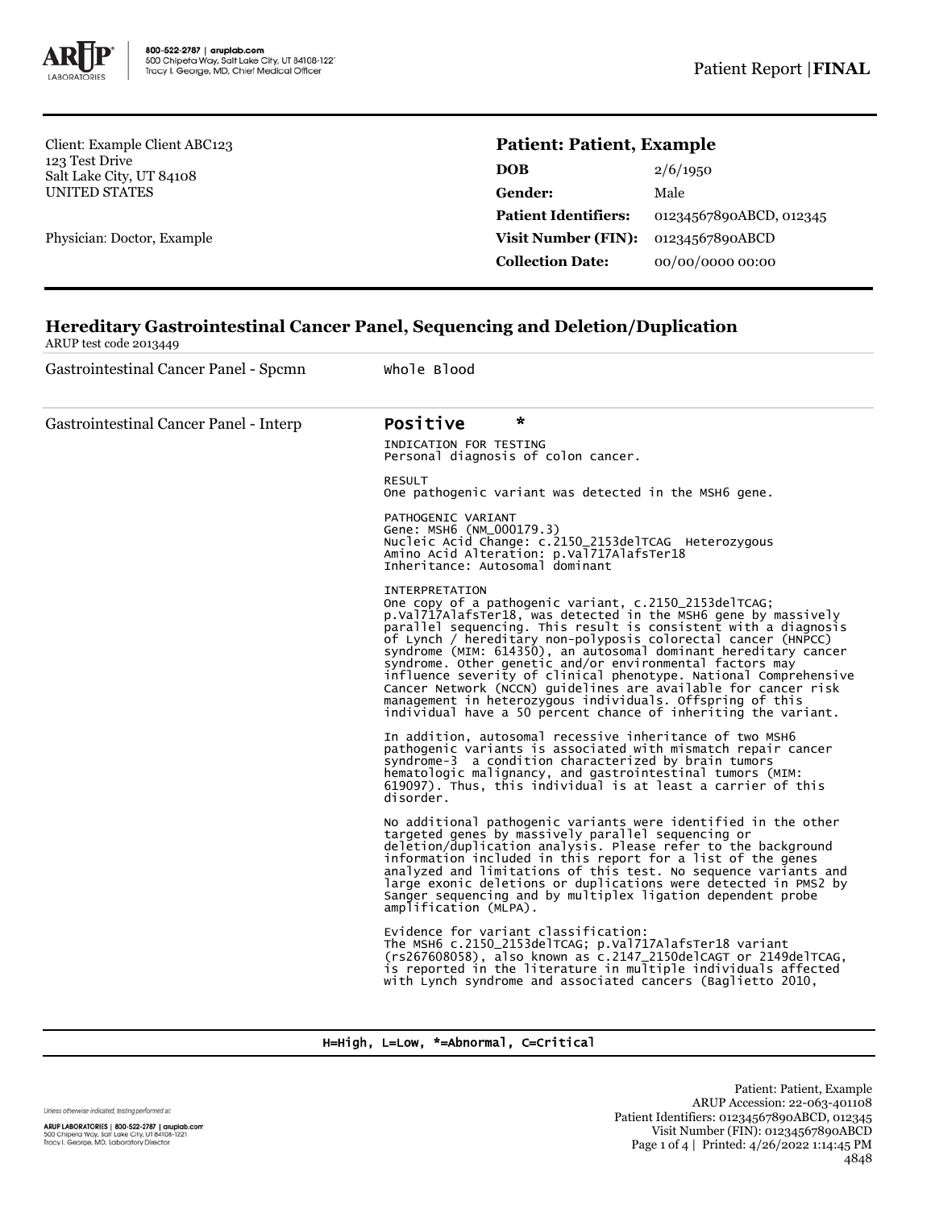Client: Example Client ABC123
123 Test Drive
Salt Lake City, UT 84108
UNITED STATES

Physician: Doctor, Example

**Patient: Patient, Example**

| | |
|---|---|
| **DOB** | 2/6/1950 |
| **Gender:** | Male |
| **Patient Identifiers:** | 01234567890ABCD, 012345 |
| **Visit Number (FIN):** | 01234567890ABCD |
| **Collection Date:** | 00/00/0000 00:00 |

## Hereditary Gastrointestinal Cancer Panel, Sequencing and Deletion/Duplication

ARUP test code 2013449

Gastrointestinal Cancer Panel - Spcmn: Whole Blood

Gastrointestinal Cancer Panel - Interp: **Positive** *

INDICATION FOR TESTING
Personal diagnosis of colon cancer.

RESULT
One pathogenic variant was detected in the MSH6 gene.

PATHOGENIC VARIANT
Gene: MSH6 (NM_000179.3)
Nucleic Acid Change: c.2150_2153delTCAG Heterozygous
Amino Acid Alteration: p.Val717AlafsTer18
Inheritance: Autosomal dominant

INTERPRETATION
One copy of a pathogenic variant, c.2150_2153delTCAG; p.Val717AlafsTer18, was detected in the MSH6 gene by massively parallel sequencing. This result is consistent with a diagnosis of Lynch / hereditary non-polyposis colorectal cancer (HNPCC) syndrome (MIM: 614350), an autosomal dominant hereditary cancer syndrome. Other genetic and/or environmental factors may influence severity of clinical phenotype. National Comprehensive Cancer Network (NCCN) guidelines are available for cancer risk management in heterozygous individuals. Offspring of this individual have a 50 percent chance of inheriting the variant.

In addition, autosomal recessive inheritance of two MSH6 pathogenic variants is associated with mismatch repair cancer syndrome-3 a condition characterized by brain tumors hematologic malignancy, and gastrointestinal tumors (MIM: 619097). Thus, this individual is at least a carrier of this disorder.

No additional pathogenic variants were identified in the other targeted genes by massively parallel sequencing or deletion/duplication analysis. Please refer to the background information included in this report for a list of the genes analyzed and limitations of this test. No sequence variants and large exonic deletions or duplications were detected in PMS2 by Sanger sequencing and by multiplex ligation dependent probe amplification (MLPA).

Evidence for variant classification:
The MSH6 c.2150_2153delTCAG; p.Val717AlafsTer18 variant (rs267608058), also known as c.2147_2150delCAGT or 2149delTCAG, is reported in the literature in multiple individuals affected with Lynch syndrome and associated cancers (Baglietto 2010,

H=High, L=Low, *=Abnormal, C=Critical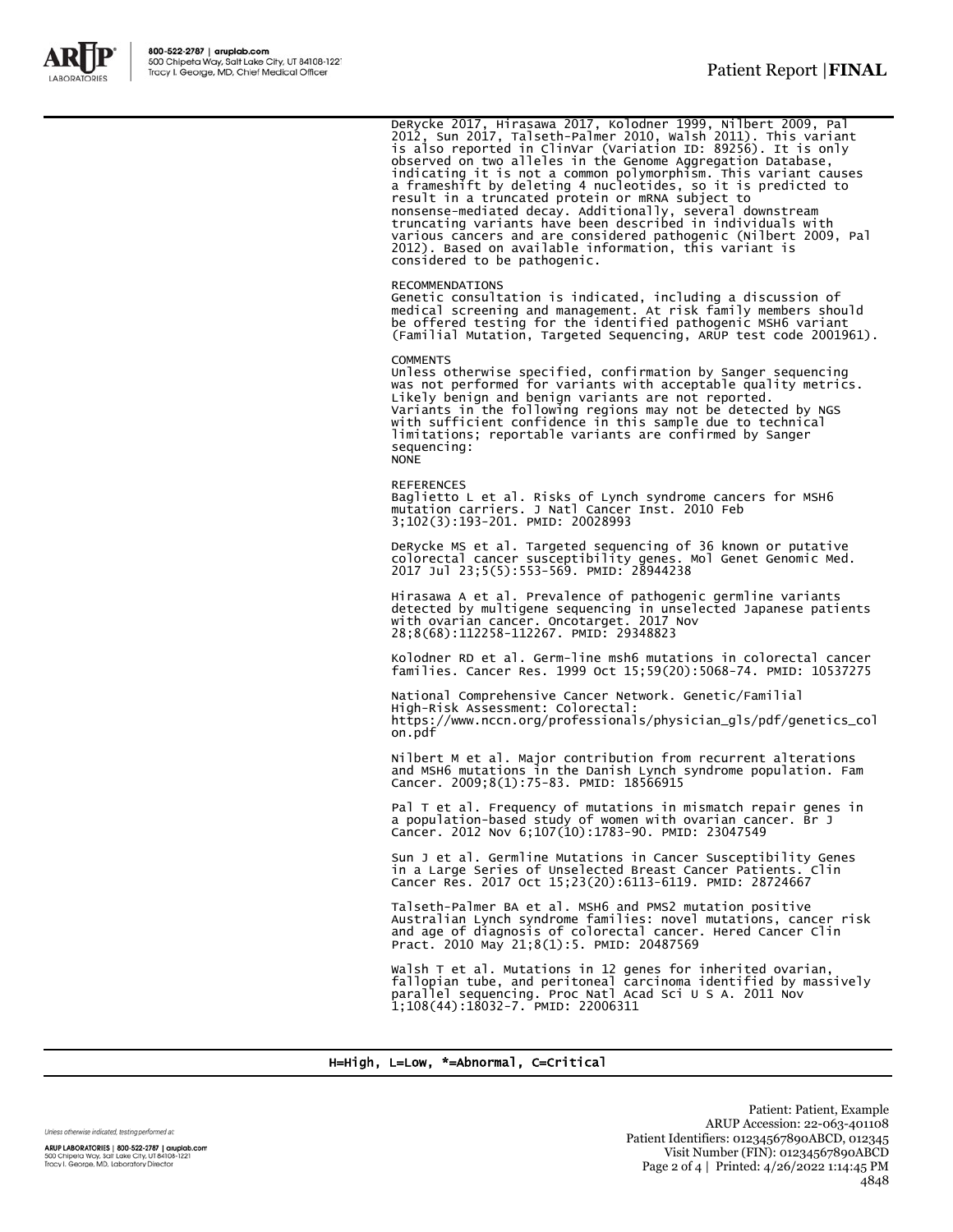DeRycke 2017, Hirasawa 2017, Kolodner 1999, Nilbert 2009, Pal 2012, Sun 2017, Talseth-Palmer 2010, Walsh 2011). This variant is also reported in ClinVar (Variation ID: 89256). It is only observed on two alleles in the Genome Aggregation Database, indicating it is not a common polymorphism. This variant causes a frameshift by deleting 4 nucleotides, so it is predicted to result in a truncated protein or mRNA subject to nonsense-mediated decay. Additionally, several downstream truncating variants have been described in individuals with various cancers and are considered pathogenic (Nilbert 2009, Pal 2012). Based on available information, this variant is considered to be pathogenic.

RECOMMENDATIONS
Genetic consultation is indicated, including a discussion of medical screening and management. At risk family members should be offered testing for the identified pathogenic MSH6 variant (Familial Mutation, Targeted Sequencing, ARUP test code 2001961).

COMMENTS
Unless otherwise specified, confirmation by Sanger sequencing was not performed for variants with acceptable quality metrics. Likely benign and benign variants are not reported. Variants in the following regions may not be detected by NGS with sufficient confidence in this sample due to technical limitations; reportable variants are confirmed by Sanger sequencing:
NONE

REFERENCES
Baglietto L et al. Risks of Lynch syndrome cancers for MSH6 mutation carriers. J Natl Cancer Inst. 2010 Feb 3;102(3):193-201. PMID: 20028993

DeRycke MS et al. Targeted sequencing of 36 known or putative colorectal cancer susceptibility genes. Mol Genet Genomic Med. 2017 Jul 23;5(5):553-569. PMID: 28944238

Hirasawa A et al. Prevalence of pathogenic germline variants detected by multigene sequencing in unselected Japanese patients with ovarian cancer. Oncotarget. 2017 Nov 28;8(68):112258-112267. PMID: 29348823

Kolodner RD et al. Germ-line msh6 mutations in colorectal cancer families. Cancer Res. 1999 Oct 15;59(20):5068-74. PMID: 10537275

National Comprehensive Cancer Network. Genetic/Familial High-Risk Assessment: Colorectal: https://www.nccn.org/professionals/physician_gls/pdf/genetics_colon.pdf

Nilbert M et al. Major contribution from recurrent alterations and MSH6 mutations in the Danish Lynch syndrome population. Fam Cancer. 2009;8(1):75-83. PMID: 18566915

Pal T et al. Frequency of mutations in mismatch repair genes in a population-based study of women with ovarian cancer. Br J Cancer. 2012 Nov 6;107(10):1783-90. PMID: 23047549

Sun J et al. Germline Mutations in Cancer Susceptibility Genes in a Large Series of Unselected Breast Cancer Patients. Clin Cancer Res. 2017 Oct 15;23(20):6113-6119. PMID: 28724667

Talseth-Palmer BA et al. MSH6 and PMS2 mutation positive Australian Lynch syndrome families: novel mutations, cancer risk and age of diagnosis of colorectal cancer. Hered Cancer Clin Pract. 2010 May 21;8(1):5. PMID: 20487569

Walsh T et al. Mutations in 12 genes for inherited ovarian, fallopian tube, and peritoneal carcinoma identified by massively parallel sequencing. Proc Natl Acad Sci U S A. 2011 Nov 1;108(44):18032-7. PMID: 22006311

H=High, L=Low, *=Abnormal, C=Critical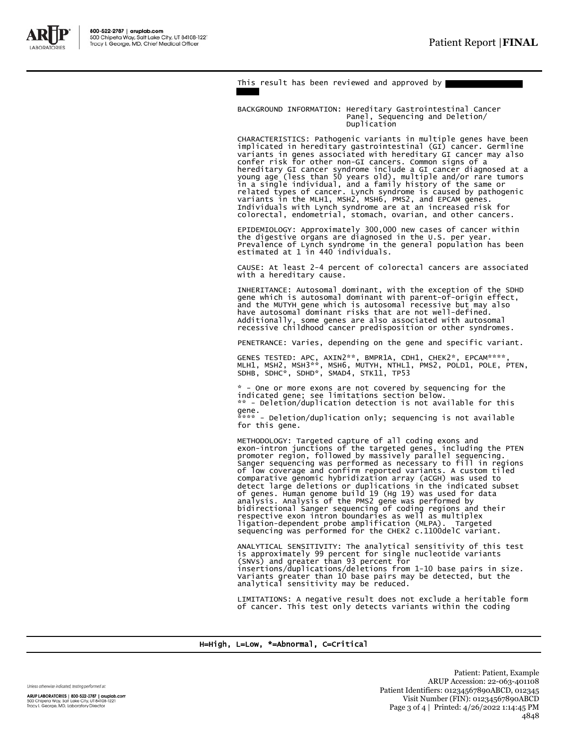This result has been reviewed and approved by

BACKGROUND INFORMATION: Hereditary Gastrointestinal Cancer Panel, Sequencing and Deletion/ Duplication

CHARACTERISTICS: Pathogenic variants in multiple genes have been implicated in hereditary gastrointestinal (GI) cancer. Germline variants in genes associated with hereditary GI cancer may also confer risk for other non-GI cancers. Common signs of a hereditary GI cancer syndrome include a GI cancer diagnosed at a young age (less than 50 years old), multiple and/or rare tumors in a single individual, and a family history of the same or related types of cancer. Lynch syndrome is caused by pathogenic variants in the MLH1, MSH2, MSH6, PMS2, and EPCAM genes. Individuals with Lynch syndrome are at an increased risk for colorectal, endometrial, stomach, ovarian, and other cancers.

EPIDEMIOLOGY: Approximately 300,000 new cases of cancer within the digestive organs are diagnosed in the U.S. per year. Prevalence of Lynch syndrome in the general population has been estimated at 1 in 440 individuals.

CAUSE: At least 2-4 percent of colorectal cancers are associated with a hereditary cause.

INHERITANCE: Autosomal dominant, with the exception of the SDHD gene which is autosomal dominant with parent-of-origin effect, and the MUTYH gene which is autosomal recessive but may also have autosomal dominant risks that are not well-defined. Additionally, some genes are also associated with autosomal recessive childhood cancer predisposition or other syndromes.

PENETRANCE: Varies, depending on the gene and specific variant.

GENES TESTED: APC, AXIN2**, BMPR1A, CDH1, CHEK2*, EPCAM****, MLH1, MSH2, MSH3**, MSH6, MUTYH, NTHL1, PMS2, POLD1, POLE, PTEN, SDHB, SDHC*, SDHD*, SMAD4, STK11, TP53

* - One or more exons are not covered by sequencing for the indicated gene; see limitations section below.
** - Deletion/duplication detection is not available for this gene.
**** - Deletion/duplication only; sequencing is not available for this gene.

METHODOLOGY: Targeted capture of all coding exons and exon-intron junctions of the targeted genes, including the PTEN promoter region, followed by massively parallel sequencing. Sanger sequencing was performed as necessary to fill in regions of low coverage and confirm reported variants. A custom tiled comparative genomic hybridization array (aCGH) was used to detect large deletions or duplications in the indicated subset of genes. Human genome build 19 (Hg 19) was used for data analysis. Analysis of the PMS2 gene was performed by bidirectional Sanger sequencing of coding regions and their respective exon intron boundaries as well as multiplex ligation-dependent probe amplification (MLPA). Targeted sequencing was performed for the CHEK2 c.1100delC variant.

ANALYTICAL SENSITIVITY: The analytical sensitivity of this test is approximately 99 percent for single nucleotide variants (SNVs) and greater than 93 percent for insertions/duplications/deletions from 1-10 base pairs in size. Variants greater than 10 base pairs may be detected, but the analytical sensitivity may be reduced.

LIMITATIONS: A negative result does not exclude a heritable form of cancer. This test only detects variants within the coding

H=High, L=Low, *=Abnormal, C=Critical

Patient: Patient, Example
ARUP Accession: 22-063-401108
Patient Identifiers: 01234567890ABCD, 012345
Visit Number (FIN): 01234567890ABCD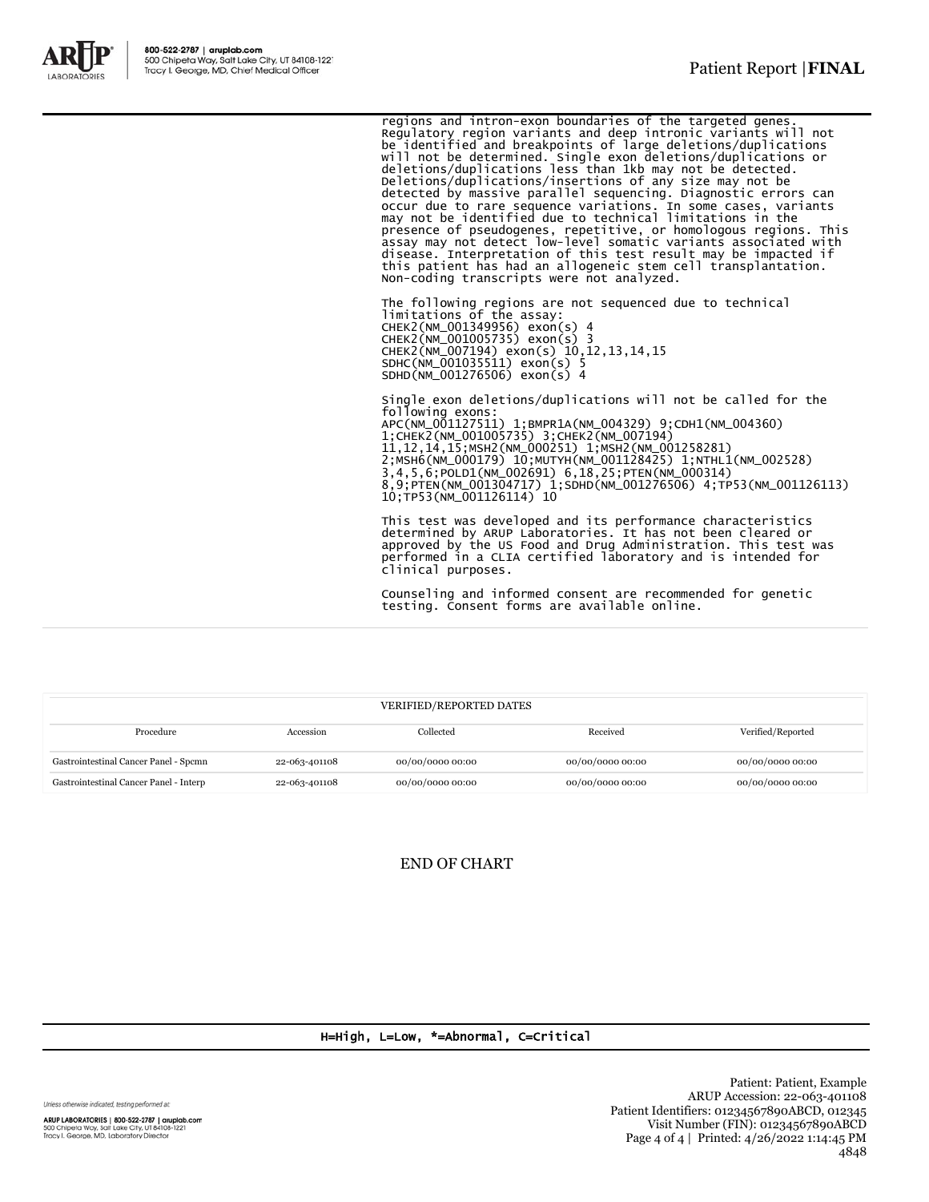regions and intron-exon boundaries of the targeted genes. Regulatory region variants and deep intronic variants will not be identified and breakpoints of large deletions/duplications will not be determined. Single exon deletions/duplications or deletions/duplications less than 1kb may not be detected. Deletions/duplications/insertions of any size may not be detected by massive parallel sequencing. Diagnostic errors can occur due to rare sequence variations. In some cases, variants may not be identified due to technical limitations in the presence of pseudogenes, repetitive, or homologous regions. This assay may not detect low-level somatic variants associated with disease. Interpretation of this test result may be impacted if this patient has had an allogeneic stem cell transplantation. Non-coding transcripts were not analyzed.

The following regions are not sequenced due to technical limitations of the assay:
CHEK2(NM_001349956) exon(s) 4
CHEK2(NM_001005735) exon(s) 3
CHEK2(NM_007194) exon(s) 10,12,13,14,15
SDHC(NM_001035511) exon(s) 5
SDHD(NM_001276506) exon(s) 4

Single exon deletions/duplications will not be called for the following exons:
APC(NM_001127511) 1;BMPR1A(NM_004329) 9;CDH1(NM_004360) 1;CHEK2(NM_001005735) 3;CHEK2(NM_007194) 11,12,14,15;MSH2(NM_000251) 1;MSH2(NM_001258281) 2;MSH6(NM_000179) 10;MUTYH(NM_001128425) 1;NTHL1(NM_002528) 3,4,5,6;POLD1(NM_002691) 6,18,25;PTEN(NM_000314) 8,9;PTEN(NM_001304717) 1;SDHD(NM_001276506) 4;TP53(NM_001126113) 10;TP53(NM_001126114) 10

This test was developed and its performance characteristics determined by ARUP Laboratories. It has not been cleared or approved by the US Food and Drug Administration. This test was performed in a CLIA certified laboratory and is intended for clinical purposes.

Counseling and informed consent are recommended for genetic testing. Consent forms are available online.

VERIFIED/REPORTED DATES

| Procedure | Accession | Collected | Received | Verified/Reported |
|---|---|---|---|---|
| Gastrointestinal Cancer Panel - Spcmn | 22-063-401108 | 00/00/0000 00:00 | 00/00/0000 00:00 | 00/00/0000 00:00 |
| Gastrointestinal Cancer Panel - Interp | 22-063-401108 | 00/00/0000 00:00 | 00/00/0000 00:00 | 00/00/0000 00:00 |

END OF CHART

H=High, L=Low, *=Abnormal, C=Critical